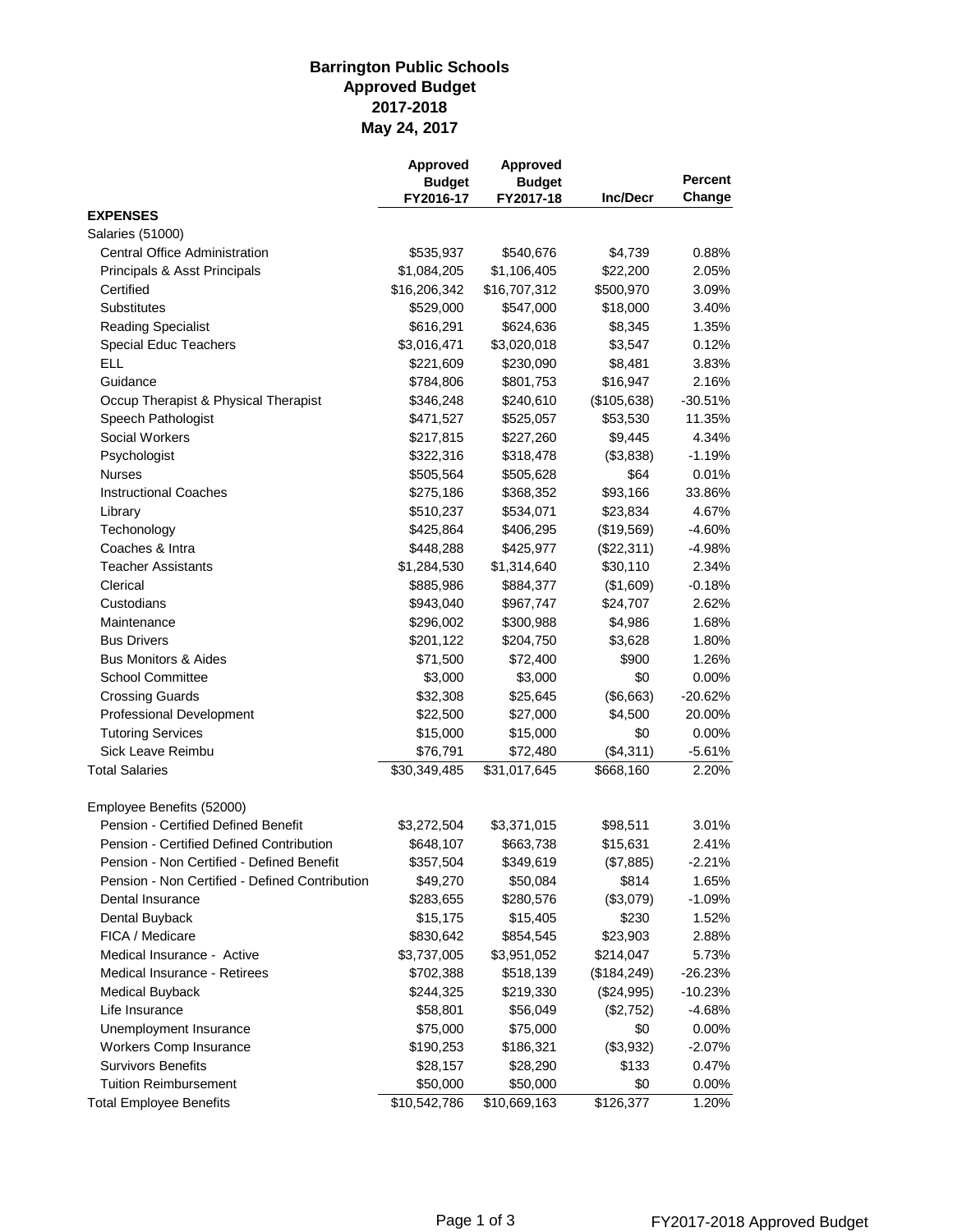# Barrington Public Schools
## Approved Budget
## 2017-2018
## May 24, 2017

| | Approved Budget FY2016-17 | Approved Budget FY2017-18 | Inc/Decr | Percent Change |
|---|---|---|---|---|
| **EXPENSES** | | | | |
| Salaries (51000) | | | | |
| Central Office Administration | $535,937 | $540,676 | $4,739 | 0.88% |
| Principals & Asst Principals | $1,084,205 | $1,106,405 | $22,200 | 2.05% |
| Certified | $16,206,342 | $16,707,312 | $500,970 | 3.09% |
| Substitutes | $529,000 | $547,000 | $18,000 | 3.40% |
| Reading Specialist | $616,291 | $624,636 | $8,345 | 1.35% |
| Special Educ Teachers | $3,016,471 | $3,020,018 | $3,547 | 0.12% |
| ELL | $221,609 | $230,090 | $8,481 | 3.83% |
| Guidance | $784,806 | $801,753 | $16,947 | 2.16% |
| Occup Therapist & Physical Therapist | $346,248 | $240,610 | ($105,638) | -30.51% |
| Speech Pathologist | $471,527 | $525,057 | $53,530 | 11.35% |
| Social Workers | $217,815 | $227,260 | $9,445 | 4.34% |
| Psychologist | $322,316 | $318,478 | ($3,838) | -1.19% |
| Nurses | $505,564 | $505,628 | $64 | 0.01% |
| Instructional Coaches | $275,186 | $368,352 | $93,166 | 33.86% |
| Library | $510,237 | $534,071 | $23,834 | 4.67% |
| Techonology | $425,864 | $406,295 | ($19,569) | -4.60% |
| Coaches & Intra | $448,288 | $425,977 | ($22,311) | -4.98% |
| Teacher Assistants | $1,284,530 | $1,314,640 | $30,110 | 2.34% |
| Clerical | $885,986 | $884,377 | ($1,609) | -0.18% |
| Custodians | $943,040 | $967,747 | $24,707 | 2.62% |
| Maintenance | $296,002 | $300,988 | $4,986 | 1.68% |
| Bus Drivers | $201,122 | $204,750 | $3,628 | 1.80% |
| Bus Monitors & Aides | $71,500 | $72,400 | $900 | 1.26% |
| School Committee | $3,000 | $3,000 | $0 | 0.00% |
| Crossing Guards | $32,308 | $25,645 | ($6,663) | -20.62% |
| Professional Development | $22,500 | $27,000 | $4,500 | 20.00% |
| Tutoring Services | $15,000 | $15,000 | $0 | 0.00% |
| Sick Leave Reimbu | $76,791 | $72,480 | ($4,311) | -5.61% |
| Total Salaries | $30,349,485 | $31,017,645 | $668,160 | 2.20% |
| | | | | |
| Employee Benefits (52000) | | | | |
| Pension - Certified Defined Benefit | $3,272,504 | $3,371,015 | $98,511 | 3.01% |
| Pension - Certified Defined Contribution | $648,107 | $663,738 | $15,631 | 2.41% |
| Pension - Non Certified - Defined Benefit | $357,504 | $349,619 | ($7,885) | -2.21% |
| Pension - Non Certified - Defined Contribution | $49,270 | $50,084 | $814 | 1.65% |
| Dental Insurance | $283,655 | $280,576 | ($3,079) | -1.09% |
| Dental Buyback | $15,175 | $15,405 | $230 | 1.52% |
| FICA / Medicare | $830,642 | $854,545 | $23,903 | 2.88% |
| Medical Insurance - Active | $3,737,005 | $3,951,052 | $214,047 | 5.73% |
| Medical Insurance - Retirees | $702,388 | $518,139 | ($184,249) | -26.23% |
| Medical Buyback | $244,325 | $219,330 | ($24,995) | -10.23% |
| Life Insurance | $58,801 | $56,049 | ($2,752) | -4.68% |
| Unemployment Insurance | $75,000 | $75,000 | $0 | 0.00% |
| Workers Comp Insurance | $190,253 | $186,321 | ($3,932) | -2.07% |
| Survivors Benefits | $28,157 | $28,290 | $133 | 0.47% |
| Tuition Reimbursement | $50,000 | $50,000 | $0 | 0.00% |
| Total Employee Benefits | $10,542,786 | $10,669,163 | $126,377 | 1.20% |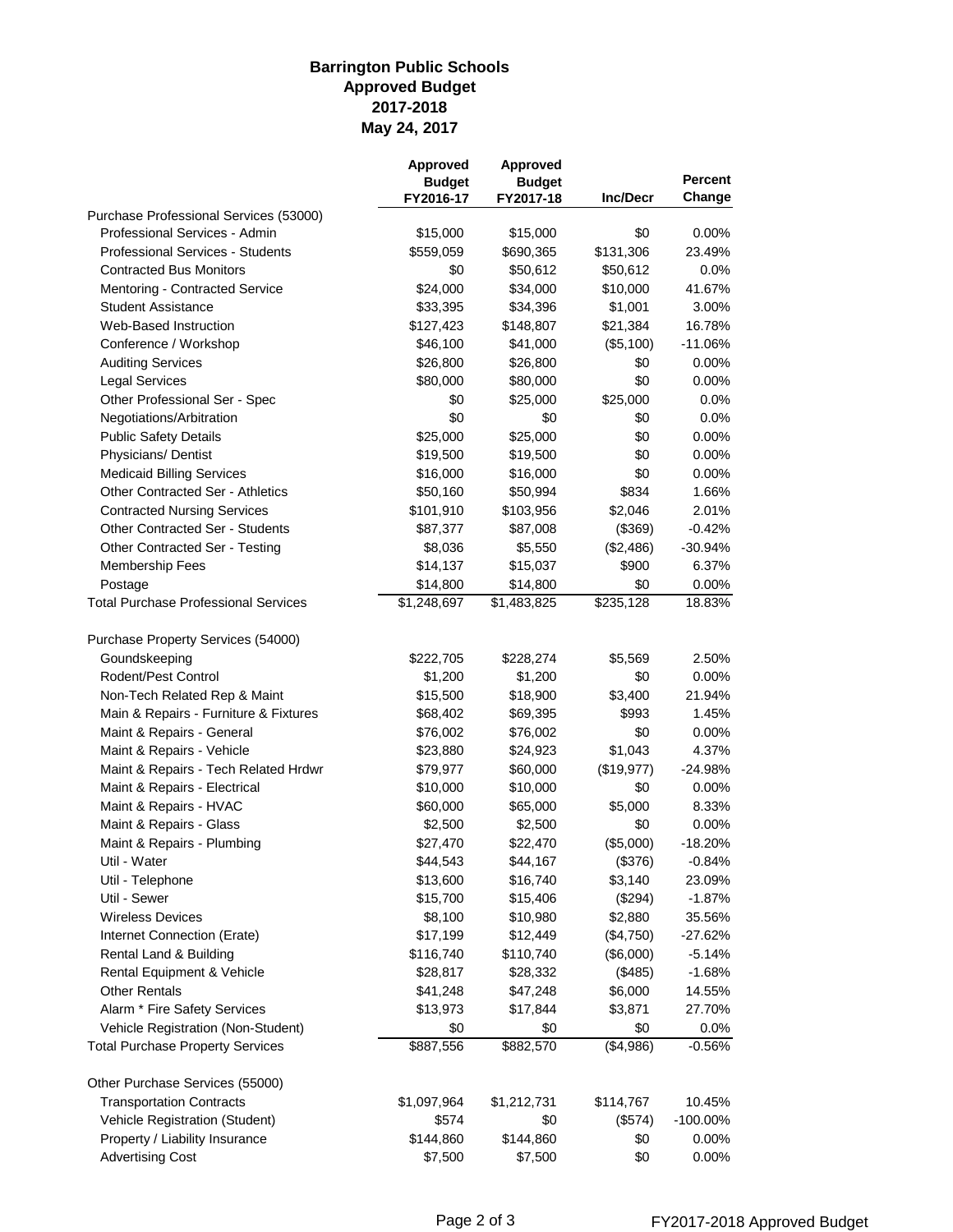# Barrington Public Schools
## Approved Budget
## 2017-2018
## May 24, 2017

| | Approved Budget FY2016-17 | Approved Budget FY2017-18 | Inc/Decr | Percent Change |
|---|---|---|---|---|
| Purchase Professional Services (53000) | | | | |
| Professional Services - Admin | $15,000 | $15,000 | $0 | 0.00% |
| Professional Services - Students | $559,059 | $690,365 | $131,306 | 23.49% |
| Contracted Bus Monitors | $0 | $50,612 | $50,612 | 0.0% |
| Mentoring - Contracted Service | $24,000 | $34,000 | $10,000 | 41.67% |
| Student Assistance | $33,395 | $34,396 | $1,001 | 3.00% |
| Web-Based Instruction | $127,423 | $148,807 | $21,384 | 16.78% |
| Conference / Workshop | $46,100 | $41,000 | ($5,100) | -11.06% |
| Auditing Services | $26,800 | $26,800 | $0 | 0.00% |
| Legal Services | $80,000 | $80,000 | $0 | 0.00% |
| Other Professional Ser - Spec | $0 | $25,000 | $25,000 | 0.0% |
| Negotiations/Arbitration | $0 | $0 | $0 | 0.0% |
| Public Safety Details | $25,000 | $25,000 | $0 | 0.00% |
| Physicians/ Dentist | $19,500 | $19,500 | $0 | 0.00% |
| Medicaid Billing Services | $16,000 | $16,000 | $0 | 0.00% |
| Other Contracted Ser - Athletics | $50,160 | $50,994 | $834 | 1.66% |
| Contracted Nursing Services | $101,910 | $103,956 | $2,046 | 2.01% |
| Other Contracted Ser - Students | $87,377 | $87,008 | ($369) | -0.42% |
| Other Contracted Ser - Testing | $8,036 | $5,550 | ($2,486) | -30.94% |
| Membership Fees | $14,137 | $15,037 | $900 | 6.37% |
| Postage | $14,800 | $14,800 | $0 | 0.00% |
| Total Purchase Professional Services | $1,248,697 | $1,483,825 | $235,128 | 18.83% |
| | | | | |
| Purchase Property Services (54000) | | | | |
| Goundskeeping | $222,705 | $228,274 | $5,569 | 2.50% |
| Rodent/Pest Control | $1,200 | $1,200 | $0 | 0.00% |
| Non-Tech Related Rep & Maint | $15,500 | $18,900 | $3,400 | 21.94% |
| Main & Repairs - Furniture & Fixtures | $68,402 | $69,395 | $993 | 1.45% |
| Maint & Repairs - General | $76,002 | $76,002 | $0 | 0.00% |
| Maint & Repairs - Vehicle | $23,880 | $24,923 | $1,043 | 4.37% |
| Maint & Repairs - Tech Related Hrdwr | $79,977 | $60,000 | ($19,977) | -24.98% |
| Maint & Repairs - Electrical | $10,000 | $10,000 | $0 | 0.00% |
| Maint & Repairs - HVAC | $60,000 | $65,000 | $5,000 | 8.33% |
| Maint & Repairs - Glass | $2,500 | $2,500 | $0 | 0.00% |
| Maint & Repairs - Plumbing | $27,470 | $22,470 | ($5,000) | -18.20% |
| Util - Water | $44,543 | $44,167 | ($376) | -0.84% |
| Util - Telephone | $13,600 | $16,740 | $3,140 | 23.09% |
| Util - Sewer | $15,700 | $15,406 | ($294) | -1.87% |
| Wireless Devices | $8,100 | $10,980 | $2,880 | 35.56% |
| Internet Connection (Erate) | $17,199 | $12,449 | ($4,750) | -27.62% |
| Rental Land & Building | $116,740 | $110,740 | ($6,000) | -5.14% |
| Rental Equipment & Vehicle | $28,817 | $28,332 | ($485) | -1.68% |
| Other Rentals | $41,248 | $47,248 | $6,000 | 14.55% |
| Alarm * Fire Safety Services | $13,973 | $17,844 | $3,871 | 27.70% |
| Vehicle Registration (Non-Student) | $0 | $0 | $0 | 0.0% |
| Total Purchase Property Services | $887,556 | $882,570 | ($4,986) | -0.56% |
| | | | | |
| Other Purchase Services (55000) | | | | |
| Transportation Contracts | $1,097,964 | $1,212,731 | $114,767 | 10.45% |
| Vehicle Registration (Student) | $574 | $0 | ($574) | -100.00% |
| Property / Liability Insurance | $144,860 | $144,860 | $0 | 0.00% |
| Advertising Cost | $7,500 | $7,500 | $0 | 0.00% |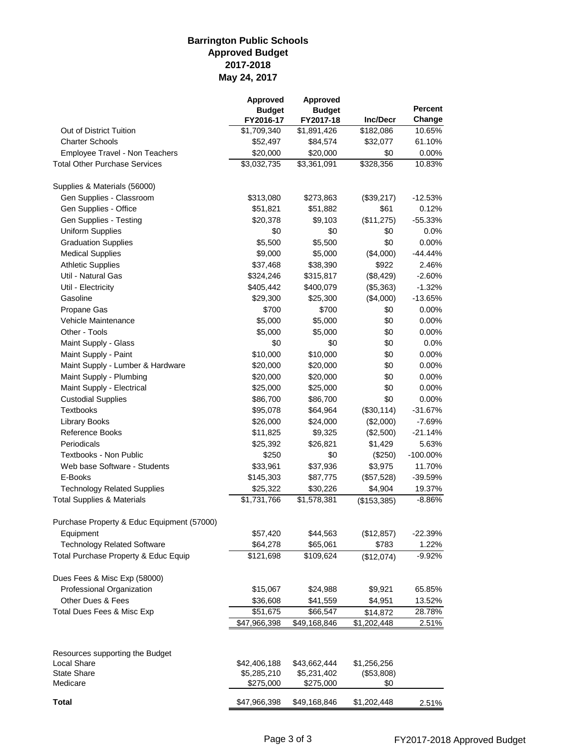# Barrington Public Schools
## Approved Budget
## 2017-2018
## May 24, 2017

| | Approved Budget FY2016-17 | Approved Budget FY2017-18 | Inc/Decr | Percent Change |
|---|---|---|---|---|
| Out of District Tuition | $1,709,340 | $1,891,426 | $182,086 | 10.65% |
| Charter Schools | $52,497 | $84,574 | $32,077 | 61.10% |
| Employee Travel - Non Teachers | $20,000 | $20,000 | $0 | 0.00% |
| Total Other Purchase Services | $3,032,735 | $3,361,091 | $328,356 | 10.83% |
| | | | | |
| Supplies & Materials (56000) | | | | |
| Gen Supplies - Classroom | $313,080 | $273,863 | ($39,217) | -12.53% |
| Gen Supplies - Office | $51,821 | $51,882 | $61 | 0.12% |
| Gen Supplies - Testing | $20,378 | $9,103 | ($11,275) | -55.33% |
| Uniform Supplies | $0 | $0 | $0 | 0.0% |
| Graduation Supplies | $5,500 | $5,500 | $0 | 0.00% |
| Medical Supplies | $9,000 | $5,000 | ($4,000) | -44.44% |
| Athletic Supplies | $37,468 | $38,390 | $922 | 2.46% |
| Util - Natural Gas | $324,246 | $315,817 | ($8,429) | -2.60% |
| Util - Electricity | $405,442 | $400,079 | ($5,363) | -1.32% |
| Gasoline | $29,300 | $25,300 | ($4,000) | -13.65% |
| Propane Gas | $700 | $700 | $0 | 0.00% |
| Vehicle Maintenance | $5,000 | $5,000 | $0 | 0.00% |
| Other - Tools | $5,000 | $5,000 | $0 | 0.00% |
| Maint Supply - Glass | $0 | $0 | $0 | 0.0% |
| Maint Supply - Paint | $10,000 | $10,000 | $0 | 0.00% |
| Maint Supply - Lumber & Hardware | $20,000 | $20,000 | $0 | 0.00% |
| Maint Supply - Plumbing | $20,000 | $20,000 | $0 | 0.00% |
| Maint Supply - Electrical | $25,000 | $25,000 | $0 | 0.00% |
| Custodial Supplies | $86,700 | $86,700 | $0 | 0.00% |
| Textbooks | $95,078 | $64,964 | ($30,114) | -31.67% |
| Library Books | $26,000 | $24,000 | ($2,000) | -7.69% |
| Reference Books | $11,825 | $9,325 | ($2,500) | -21.14% |
| Periodicals | $25,392 | $26,821 | $1,429 | 5.63% |
| Textbooks - Non Public | $250 | $0 | ($250) | -100.00% |
| Web base Software - Students | $33,961 | $37,936 | $3,975 | 11.70% |
| E-Books | $145,303 | $87,775 | ($57,528) | -39.59% |
| Technology Related Supplies | $25,322 | $30,226 | $4,904 | 19.37% |
| Total Supplies & Materials | $1,731,766 | $1,578,381 | ($153,385) | -8.86% |
| | | | | |
| Purchase Property & Educ Equipment (57000) | | | | |
| Equipment | $57,420 | $44,563 | ($12,857) | -22.39% |
| Technology Related Software | $64,278 | $65,061 | $783 | 1.22% |
| Total Purchase Property & Educ Equip | $121,698 | $109,624 | ($12,074) | -9.92% |
| | | | | |
| Dues Fees & Misc Exp (58000) | | | | |
| Professional Organization | $15,067 | $24,988 | $9,921 | 65.85% |
| Other Dues & Fees | $36,608 | $41,559 | $4,951 | 13.52% |
| Total Dues Fees & Misc Exp | $51,675 | $66,547 | $14,872 | 28.78% |
| | $47,966,398 | $49,168,846 | $1,202,448 | 2.51% |
| | | | | |
| Resources supporting the Budget | | | | |
| Local Share | $42,406,188 | $43,662,444 | $1,256,256 | |
| State Share | $5,285,210 | $5,231,402 | ($53,808) | |
| Medicare | $275,000 | $275,000 | $0 | |
| **Total** | $47,966,398 | $49,168,846 | $1,202,448 | 2.51% |